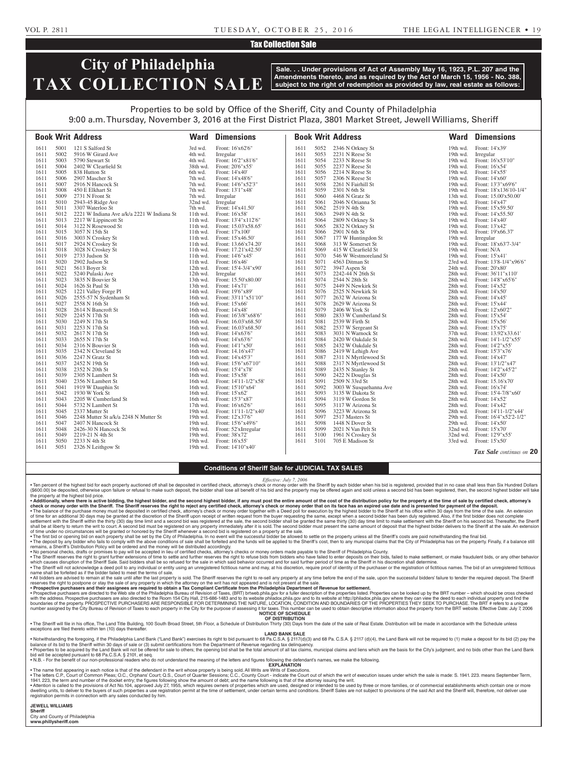Tax Collection Sale

# City of Philadelphia TAX COLLECTION SALE

**Sale. . . Under provisions of Act of Assembly May 16, 1923, P.L. 207 and the Amendments thereto, and as required by the Act of March 15, 1956 - No. 388, subject to the right of redemption as provided by law, real estate as follows:**

Properties to be sold by Office of the Sheriff, City and County of Philadelphia
9:00 a.m. Thursday, November 3, 2016 at the First District Plaza, 3801 Market Street, Jewell Williams, Sheriff

| Book | Writ | Address | Ward | Dimensions |
|---|---|---|---|---|
| 1611 | 5001 | 121 S Salford St | 3rd wd. | Front: 16'x62'6" |
| 1611 | 5002 | 5916 W Girard Ave | 4th wd. | Irregular |
| 1611 | 5003 | 5790 Stewart St | 4th wd. | Front: 16'2"x81'6" |
| 1611 | 5004 | 2402 W Clearfield St | 38th wd. | Front: 20'6"x55' |
| 1611 | 5005 | 838 Hutton St | 6th wd. | Front: 14'x40' |
| 1611 | 5006 | 2907 Mascher St | 7th wd. | Front: 14'x48'6" |
| 1611 | 5007 | 2916 N Hancock St | 7th wd. | Front: 14'6"x52'3" |
| 1611 | 5008 | 450 E Elkhart St | 7th wd. | Front: 13'1"x48' |
| 1611 | 5009 | 2731 N Front St | 7th wd. | Irregular |
| 1611 | 5010 | 2943-45 Ridge Ave | 32nd wd. | Irregular |
| 1611 | 5011 | 3307 Waterloo St | 7th wd. | Front: 14'x41.50' |
| 1611 | 5012 | 2221 W Indiana Ave a/k/a 2221 W Indiana St | 11th wd. | Front: 16'x58' |
| 1611 | 5013 | 2217 W Lippincott St | 11th wd. | Front: 13'4"x112'6" |
| 1611 | 5014 | 3122 N Rosewood St | 11th wd. | Front: 15.03'x58.65' |
| 1611 | 5015 | 3057 N 15th St | 11th wd. | Front: 17'x100' |
| 1611 | 5016 | 3003 N Croskey St | 11th wd. | Front: 15'x46.50' |
| 1611 | 5017 | 2924 N Croskey St | 11th wd. | Front: 13.66'x74.20' |
| 1611 | 5018 | 3028 N Croskey St | 11th wd. | Front: 17.21'x42.50' |
| 1611 | 5019 | 2733 Judson St | 11th wd. | Front: 14'6"x45' |
| 1611 | 5020 | 2902 Judson St | 11th wd. | Front: 16'x46' |
| 1611 | 5021 | 5613 Boyer St | 12th wd. | Front: 15'4-3/4"x90' |
| 1611 | 5022 | 5240 Pulaski Ave | 12th wd. | Irregular |
| 1611 | 5023 | 3835 N Bouvier St | 13th wd. | Front: 15.50'x80.00' |
| 1611 | 5024 | 1626 St Paul St | 13th wd. | Front: 14'x71' |
| 1611 | 5025 | 1221 Valley Forge Pl | 14th wd. | Front: 19'6"x89' |
| 1611 | 5026 | 2555-57 N Sydenham St | 16th wd. | Front: 33'11"x51'10" |
| 1611 | 5027 | 2558 N 16th St | 16th wd. | Front: 15'x66' |
| 1611 | 5028 | 2614 N Bancroft St | 16th wd. | Front: 14'x48' |
| 1611 | 5029 | 2245 N 17th St | 16th wd. | Front: 16'3/8"x68'6" |
| 1611 | 5030 | 2249 N 17th St | 16th wd. | Front: 16.03'x68.50' |
| 1611 | 5031 | 2253 N 17th St | 16th wd. | Front: 16.03'x68.50' |
| 1611 | 5032 | 2617 N 17th St | 16th wd. | Front: 14'x63'6" |
| 1611 | 5033 | 2655 N 17th St | 16th wd. | Front: 14'x63'6" |
| 1611 | 5034 | 2316 N Bouvier St | 16th wd. | Front: 14'1"x50' |
| 1611 | 5035 | 2342 N Cleveland St | 16th wd. | Front: 14.16'x47' |
| 1611 | 5036 | 2247 N Gratz St | 16th wd. | Front: 14'x45'3" |
| 1611 | 5037 | 2452 N 19th St | 16th wd. | Front: 15'6"x67'10" |
| 1611 | 5038 | 2352 N 20th St | 16th wd. | Front: 15'4"x78' |
| 1611 | 5039 | 2305 N Lambert St | 16th wd. | Front: 15'x58' |
| 1611 | 5040 | 2356 N Lambert St | 16th wd. | Front: 14'11-1/2"x58' |
| 1611 | 5041 | 1919 W Dauphin St | 16th wd. | Front: 15'10"x64' |
| 1611 | 5042 | 1930 W York St | 16th wd. | Front: 15'x62' |
| 1611 | 5043 | 2205 W Cumberland St | 16th wd. | Front: 15'3"x87' |
| 1611 | 5044 | 5732 N Lambert St | 17th wd. | Front: 16'x62'6" |
| 1611 | 5045 | 2337 Mutter St | 19th wd. | Front: 11'11-1/2"x40' |
| 1611 | 5046 | 2248 Mutter St a/k/a 2248 N Mutter St | 19th wd. | Front: 12'x37'6" |
| 1611 | 5047 | 2407 N Hancock St | 19th wd. | Front: 15'6"x49'6" |
| 1611 | 5048 | 2426-30 N Hancock St | 19th wd. | Front: 52'xIrregular |
| 1611 | 5049 | 2219-21 N 4th St | 19th wd. | Front: 38'x72' |
| 1611 | 5050 | 2233 N 4th St | 19th wd. | Front: 16'x55' |
| 1611 | 5051 | 2326 N Leithgow St | 19th wd. | Front: 14'10"x40' |
| 1611 | 5052 | 2346 N Orkney St | 19th wd. | Front: 14'x39' |
| 1611 | 5053 | 2231 N Reese St | 19th wd. | Irregular |
| 1611 | 5054 | 2233 N Reese St | 19th wd. | Front: 16'x53'10" |
| 1611 | 5055 | 2237 N Reese St | 19th wd. | Front: 16'x54' |
| 1611 | 5056 | 2214 N Reese St | 19th wd. | Front: 14'x55' |
| 1611 | 5057 | 2306 N Reese St | 19th wd. | Front: 14'x60' |
| 1611 | 5058 | 2261 N Fairhill St | 19th wd. | Front: 13'3"x69'6" |
| 1611 | 5059 | 2301 N 6th St | 19th wd. | Front: 18'x136'10-1/4" |
| 1611 | 5060 | 4468 N Gratz St | 13th wd. | Front: 15.00'x50.00' |
| 1611 | 5061 | 2046 N Orianna St | 19th wd. | Front: 14'x47' |
| 1611 | 5062 | 2519 N 4th St | 19th wd. | Front: 15'x59.50' |
| 1611 | 5063 | 2949 N 4th St | 19th wd. | Front: 14'x55.50' |
| 1611 | 5064 | 2809 N Orkney St | 19th wd. | Front: 14'x40' |
| 1611 | 5065 | 2832 N Orkney St | 19th wd. | Front: 13'x42' |
| 1611 | 5066 | 2901 N 6th St | 19th wd. | Front: 19'x66.37' |
| 1611 | 5067 | 177 W Huntingdon St | 19th wd. | Irregular |
| 1611 | 5068 | 313 W Somerset St | 19th wd. | Front: 18'x63'7-3/4" |
| 1611 | 5069 | 415 W Clearfield St | 19th wd. | Front: N/A |
| 1611 | 5070 | 546 W Westmoreland St | 19th wd. | Front: 15'x41' |
| 1611 | 5071 | 4563 Ditman St | 23rd wd. | Front: 13'8-1/4"x96'6" |
| 1611 | 5072 | 3947 Aspen St | 24th wd. | Front: 20'x80' |
| 1611 | 5073 | 2242-44 N 26th St | 28th wd. | Front: 36'11"x110' |
| 1611 | 5074 | 2544 N 28th St | 28th wd. | Front: 14'8"x65'6" |
| 1611 | 5075 | 2449 N Newkirk St | 28th wd. | Front: 14'x52' |
| 1611 | 5076 | 2525 N Newkirk St | 28th wd. | Front: 14'x50' |
| 1611 | 5077 | 2632 W Arizona St | 28th wd. | Front: 14'x45' |
| 1611 | 5078 | 2629 W Arizona St | 28th wd. | Front: 15'x44' |
| 1611 | 5079 | 2406 W York St | 28th wd. | Front: 12'x60'2" |
| 1611 | 5080 | 2833 W Cumberland St | 28th wd. | Front: 15'x54' |
| 1611 | 5081 | 2539 W Firth St | 28th wd. | Front: 15'x56' |
| 1611 | 5082 | 2537 W Sergeant St | 28th wd. | Front: 15'x75' |
| 1611 | 5083 | 3031 N Warnock St | 37th wd. | Front: 13.92'x33.61' |
| 1611 | 5084 | 2420 W Oakdale St | 28th wd. | Front: 14'1-1/2"x55' |
| 1611 | 5085 | 2432 W Oakdale St | 28th wd. | Front: 14'2"x55' |
| 1611 | 5086 | 2419 W Lehigh Ave | 28th wd. | Front: 15'3"x76' |
| 1611 | 5087 | 2311 N Myrtlewood St | 28th wd. | Front: 14'x47' |
| 1611 | 5088 | 2317 N Myrtlewood St | 28th wd. | Front: 13'1/2"x47' |
| 1611 | 5089 | 2435 N Stanley St | 28th wd. | Front: 14'2"x45'2" |
| 1611 | 5090 | 2422 N Douglas St | 28th wd. | Front: 14'x50' |
| 1611 | 5091 | 2509 N 33rd St | 28th wd. | Front: 15.16'x70' |
| 1611 | 5092 | 3003 W Susquehanna Ave | 28th wd. | Front: 16'x74' |
| 1611 | 5093 | 3135 W Dakota St | 28th wd. | Front: 15'4-7/8"x60' |
| 1611 | 5094 | 3119 W Gordon St | 28th wd. | Front: 14'x52' |
| 1611 | 5095 | 3117 W Arizona St | 28th wd. | Front: 14'x42' |
| 1611 | 5096 | 3223 W Arizona St | 28th wd. | Front: 14'11-1/2"x44' |
| 1611 | 5097 | 2517 Masters St | 29th wd. | Front: 16'4"x52'2-1/2" |
| 1611 | 5098 | 1448 N Dover St | 29th wd. | Front: 14'x50' |
| 1611 | 5099 | 2021 N Van Pelt St | 32nd wd. | Front: 15'x70' |
| 1611 | 5100 | 1961 N Croskey St | 32nd wd. | Front: 12'9"x55' |
| 1611 | 5101 | 705 E Madison St | 33rd wd. | Front: 15'x50' |

*Tax Sale continues on* **20**

## Conditions of Sheriff Sale for JUDICIAL TAX SALES

*Effective: July 7, 2006*

• Ten percent of the highest bid for each property auctioned off shall be deposited in certified check, attorney's check or money order with the Sheriff by each bidder when his bid is registered, provided that in no case shall less than Six Hundred Dollars ($600.00) be deposited, otherwise upon failure or refusal to make such deposit, the bidder shall lose all benefit of his bid and the property may be offered again and sold unless a second bid has been registered, then, the second highest bidder will take the property at the highest bid price.

• **Additionally, where there is active bidding, the highest bidder, and the second highest bidder, if any must post the entire amount of the cost of the distribution policy for the property at the time of sale by certified check, attorney's check or money order with the Sheriff. The Sheriff reserves the right to reject any certified check, attorney's check or money order that on its face has an expired use date and is presented for payment of the deposit.**

• The balance of the purchase money must be deposited in certified check, attorney's check or money order together with a Deed poll for execution by the highest bidder to the Sheriff at his office within 30 days from the time of the sale. An extension of time for an additional 30 days may be granted at the discretion of the Sheriff upon receipt of written request from the buyer requesting the same, except when a second bidder has been duly registered. Also, if the first bidder does not complete settlement with the Sheriff within the thirty (30) day time limit and a second bid was registered at the sale, the second bidder shall be granted the same thirty (30) day time limit to make settlement with the Sheriff on his second bid. Thereafter, the Sheriff shall be at liberty to return the writ to court. A second bid must be registered on any property immediately after it is sold. The second bidder must present the same amount of deposit that the highest bidder delivers to the Sheriff at the sale. An extension of time under no circumstances will be granted or honored by the Sheriff whenever a second bid is registered on a property at the sale.

• The first bid or opening bid on each property shall be set by the City of Philadelphia. In no event will the successful bidder be allowed to settle on the property unless all the Sheriff's costs are paid notwithstanding the final bid.

• The deposit by any bidder who fails to comply with the above conditions of sale shall be forfeited and the funds will be applied to the Sheriff's cost, then to any municipal claims that the City of Philadelphia has on the property. Finally, if a balance still remains, a Sheriff's Distribution Policy will be ordered and the money will be distributed accordingly.

• No personal checks, drafts or promises to pay will be accepted in lieu of certified checks, attorney's checks or money orders made payable to the Sheriff of Philadelphia County.

• The Sheriff reserves the right to grant further extensions of time to settle and further reserves the right to refuse bids from bidders who have failed to enter deposits on their bids, failed to make settlement, or make fraudulent bids, or any other behavior which causes disruption of the Sheriff Sale. Said bidders shall be so refused for the sale in which said behavior occurred and for said further period of time as the Sheriff in his discretion shall determine.

• The Sheriff will not acknowledge a deed poll to any individual or entity using an unregistered fictitious name and may, at his discretion, require proof of identity of the purchaser or the registration of fictitious names. The bid of an unregistered fictitious name shall be forfeited as if the bidder failed to meet the terms of sale.

• All bidders are advised to remain at the sale until after the last property is sold. The Sheriff reserves the right to re-sell any property at any time before the end of the sale, upon the successful bidders' failure to tender the required deposit. The Sheriff reserves the right to postpone or stay the sale of any property in which the attorney on the writ has not appeared and is not present at the sale.

• **Prospective purchasers and their assignees are required to obtain a Tax Compliant Certificate from the Philadelphia Department of Revenue for settlement.**

• Prospective purchasers are directed to the Web site of the Philadelphia Bureau of Revision of Taxes, (BRT) brtweb.phila.gov for a fuller description of the properties listed. Properties can be looked up by the BRT number – which should be cross checked with the address. Prospective purchasers are also directed to the Room 154 City Hall, 215-686-1483 and to its website philadox.phila.gov and to its website at http://philadox.phila.gov where they can view the deed to each individual property and find the boundaries of the property. PROSPECTIVE PURCHASERS ARE RESPONSIBLE FOR DETERMINING THE NATURE, LOCATION, CONDITION AND BOUNDARIES OF THE PROPERTIES THEY SEEK TO PURCHASE. The BRT # refers to a unique number assigned by the City Bureau of Revision of Taxes to each property in the City for the purpose of assessing it for taxes. This number can be used to obtain descriptive information about the property from the BRT website. Effective Date: July 7, 2006

**NOTICE OF SCHEDULE OF DISTRIBUTION**

• The Sheriff will file in his office, The Land Title Building, 100 South Broad Street, 5th Floor, a Schedule of Distribution Thirty (30) Days from the date of the sale of Real Estate. Distribution will be made in accordance with the Schedule unless exceptions are filed thereto within ten (10) days thereafter.

**LAND BANK SALE**

• Notwithstanding the foregoing, if the Philadelphia Land Bank ("Land Bank") exercises its right to bid pursuant to 68 Pa.C.S.A. § 2117(d)(3) and 68 Pa. C.S.A. § 2117 (d)(4), the Land Bank will not be required to (1) make a deposit for its bid (2) pay the balance of its bid to the Sheriff within 30 days of sale or (3) submit certifications from the Department of Revenue regarding tax delinquency.

• Properties to be acquired by the Land Bank will not be offered for sale to others; the opening bid shall be the total amount of all tax claims, municipal claims and liens which are the basis for the City's judgment, and no bids other than the Land Bank bid will be accepted pursuant to 68 Pa.C.S.A. § 2101, et seq.

• N.B. - For the benefit of our non-professional readers who do not understand the meaning of the letters and figures following the defendant's names, we make the following.

**EXPLANATION**

• The name first appearing in each notice is that of the defendant in the writ whose property is being sold. All Writs are Writs of Executions.

• The letters C.P., Court of Common Pleas; O.C., Orphans' Court; Q.S., Court of Quarter Sessions; C.C., County Court - indicate the Court out of which the writ of execution issues under which the sale is made: S. 1941. 223. means September Term, 1941. 223, the term and number of the docket entry; the figures following show the amount of debt; and the name following is that of the attorney issuing the writ.

• Attention is called to the provisions of Act No.104, approved July 27, 1955, which requires owners of properties which are used, designed or intended to be used by three or more families, or of commercial establishments which contain one or more dwelling units, to deliver to the buyers of such properties a use registration permit at the time of settlement, under certain terms and conditions. Sheriff Sales are not subject to provisions of the said Act and the Sheriff will, therefore, not deliver use registration permits in connection with any sales conducted by him.

**JEWELL WILLIAMS**
**Sheriff**
City and County of Philadelphia
**www.phillysheriff.com**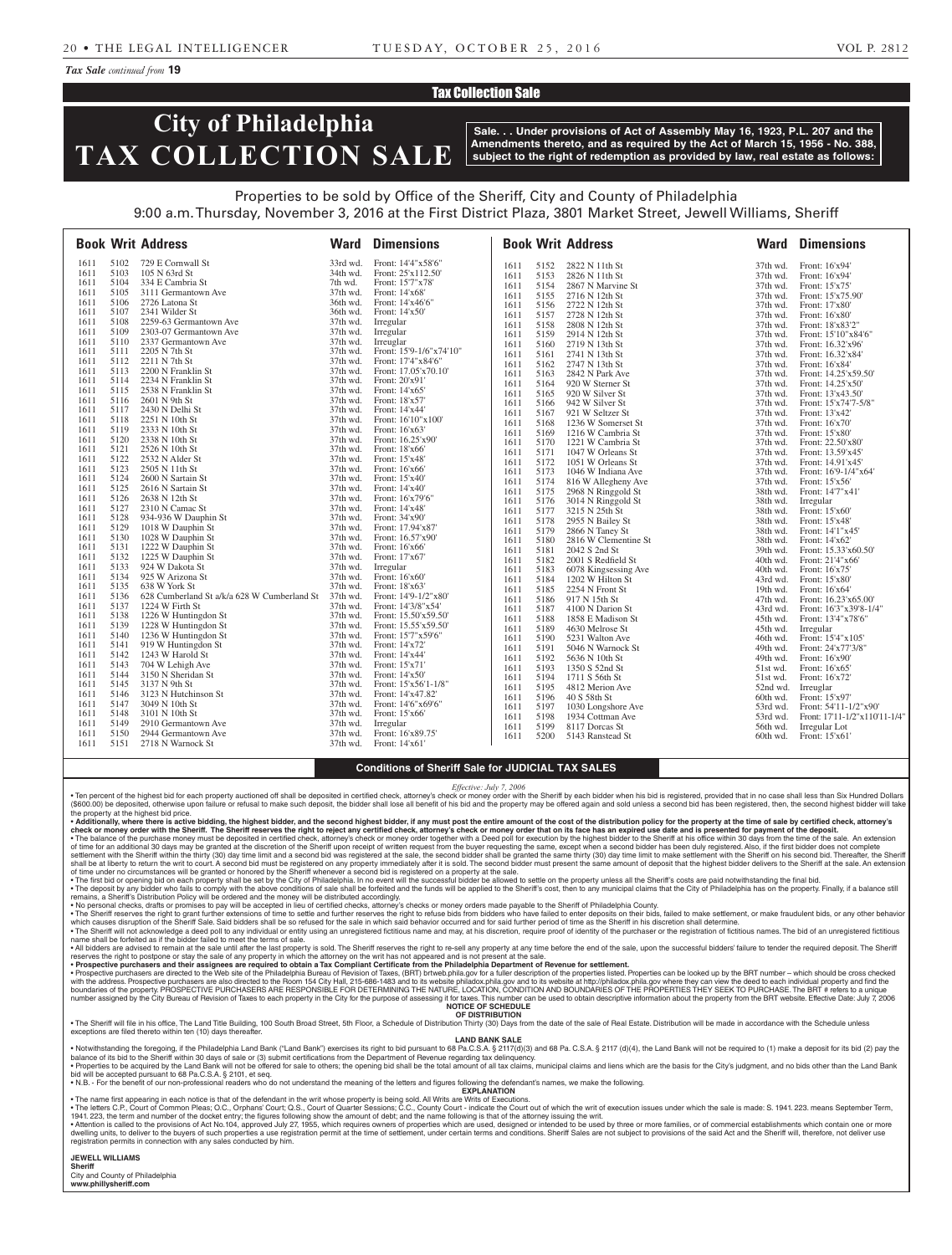*Tax Sale continued from* **19**

Tax Collection Sale

# City of Philadelphia TAX COLLECTION SALE

**Sale. . . Under provisions of Act of Assembly May 16, 1923, P.L. 207 and the Amendments thereto, and as required by the Act of March 15, 1956 - No. 388, subject to the right of redemption as provided by law, real estate as follows:**

Properties to be sold by Office of the Sheriff, City and County of Philadelphia
9:00 a.m. Thursday, November 3, 2016 at the First District Plaza, 3801 Market Street, Jewell Williams, Sheriff

| Book | Writ | Address | Ward | Dimensions |
|---|---|---|---|---|
| 1611 | 5102 | 729 E Cornwall St | 33rd wd. | Front: 14'4"x58'6" |
| 1611 | 5103 | 105 N 63rd St | 34th wd. | Front: 25'x112.50' |
| 1611 | 5104 | 334 E Cambria St | 7th wd. | Front: 15'7"x78' |
| 1611 | 5105 | 3111 Germantown Ave | 37th wd. | Front: 14'x68' |
| 1611 | 5106 | 2726 Latona St | 36th wd. | Front: 14'x46'6" |
| 1611 | 5107 | 2341 Wilder St | 36th wd. | Front: 14'x50' |
| 1611 | 5108 | 2259-63 Germantown Ave | 37th wd. | Irregular |
| 1611 | 5109 | 2303-07 Germantown Ave | 37th wd. | Irregular |
| 1611 | 5110 | 2337 Germantown Ave | 37th wd. | Irreglar |
| 1611 | 5111 | 2205 N 7th St | 37th wd. | Front: 15'9-1/6"x74'10" |
| 1611 | 5112 | 2211 N 7th St | 37th wd. | Front: 17'4"x84'6" |
| 1611 | 5113 | 2200 N Franklin St | 37th wd. | Front: 17.05'x70.10' |
| 1611 | 5114 | 2234 N Franklin St | 37th wd. | Front: 20'x91' |
| 1611 | 5115 | 2538 N Franklin St | 37th wd. | Front: 14'x65' |
| 1611 | 5116 | 2601 N 9th St | 37th wd. | Front: 18'x57' |
| 1611 | 5117 | 2430 N Delhi St | 37th wd. | Front: 14'x44' |
| 1611 | 5118 | 2251 N 10th St | 37th wd. | Front: 16'10"x100' |
| 1611 | 5119 | 2333 N 10th St | 37th wd. | Front: 16'x63' |
| 1611 | 5120 | 2338 N 10th St | 37th wd. | Front: 16.25'x90' |
| 1611 | 5121 | 2526 N 10th St | 37th wd. | Front: 18'x66' |
| 1611 | 5122 | 2532 N Alder St | 37th wd. | Front: 15'x48' |
| 1611 | 5123 | 2505 N 11th St | 37th wd. | Front: 16'x66' |
| 1611 | 5124 | 2600 N Sartain St | 37th wd. | Front: 15'x40' |
| 1611 | 5125 | 2616 N Sartain St | 37th wd. | Front: 14'x40' |
| 1611 | 5126 | 2638 N 12th St | 37th wd. | Front: 16'x79'6" |
| 1611 | 5127 | 2310 N Camac St | 37th wd. | Front: 14'x48' |
| 1611 | 5128 | 934-936 W Dauphin St | 37th wd. | Front: 34'x90' |
| 1611 | 5129 | 1018 W Dauphin St | 37th wd. | Front: 17.94'x87' |
| 1611 | 5130 | 1028 W Dauphin St | 37th wd. | Front: 16.57'x90' |
| 1611 | 5131 | 1222 W Dauphin St | 37th wd. | Front: 16'x66' |
| 1611 | 5132 | 1225 W Dauphin St | 37th wd. | Front: 17'x67' |
| 1611 | 5133 | 924 W Dakota St | 37th wd. | Irregular |
| 1611 | 5134 | 925 W Arizona St | 37th wd. | Front: 16'x60' |
| 1611 | 5135 | 638 W York St | 37th wd. | Front: 18'x63' |
| 1611 | 5136 | 628 Cumberland St a/k/a 628 W Cumberland St | 37th wd. | Front: 14'9-1/2"x80' |
| 1611 | 5137 | 1224 W Firth St | 37th wd. | Front: 14'3/8"x54' |
| 1611 | 5138 | 1226 W Huntingdon St | 37th wd. | Front: 15.50'x59.50' |
| 1611 | 5139 | 1228 W Huntingdon St | 37th wd. | Front: 15.55'x59.50' |
| 1611 | 5140 | 1236 W Huntingdon St | 37th wd. | Front: 15'7"x59'6" |
| 1611 | 5141 | 919 W Huntingdon St | 37th wd. | Front: 14'x72' |
| 1611 | 5142 | 1243 W Harold St | 37th wd. | Front: 14'x44' |
| 1611 | 5143 | 704 W Lehigh Ave | 37th wd. | Front: 15'x71' |
| 1611 | 5144 | 3150 N Sheridan St | 37th wd. | Front: 14'x50' |
| 1611 | 5145 | 3137 N 9th St | 37th wd. | Front: 15'x56'1-1/8" |
| 1611 | 5146 | 3123 N Hutchinson St | 37th wd. | Front: 14'x47.82' |
| 1611 | 5147 | 3049 N 10th St | 37th wd. | Front: 14'6"x69'6" |
| 1611 | 5148 | 3101 N 10th St | 37th wd. | Front: 15'x66' |
| 1611 | 5149 | 2910 Germantown Ave | 37th wd. | Irregular |
| 1611 | 5150 | 2944 Germantown Ave | 37th wd. | Front: 16'x89.75' |
| 1611 | 5151 | 2718 N Warnock St | 37th wd. | Front: 14'x61' |
| 1611 | 5152 | 2822 N 11th St | 37th wd. | Front: 16'x94' |
| 1611 | 5153 | 2826 N 11th St | 37th wd. | Front: 16'x94' |
| 1611 | 5154 | 2867 N Marvine St | 37th wd. | Front: 15'x75' |
| 1611 | 5155 | 2716 N 12th St | 37th wd. | Front: 15'x75.90' |
| 1611 | 5156 | 2722 N 12th St | 37th wd. | Front: 17'x80' |
| 1611 | 5157 | 2728 N 12th St | 37th wd. | Front: 16'x80' |
| 1611 | 5158 | 2808 N 12th St | 37th wd. | Front: 18'x83'2" |
| 1611 | 5159 | 2914 N 12th St | 37th wd. | Front: 15'10"x84'6" |
| 1611 | 5160 | 2719 N 13th St | 37th wd. | Front: 16.32'x96' |
| 1611 | 5161 | 2741 N 13th St | 37th wd. | Front: 16.32'x84' |
| 1611 | 5162 | 2747 N 13th St | 37th wd. | Front: 16'x84' |
| 1611 | 5163 | 2842 N Park Ave | 37th wd. | Front: 14.25'x59.50' |
| 1611 | 5164 | 920 W Sterner St | 37th wd. | Front: 14.25'x50' |
| 1611 | 5165 | 920 W Silver St | 37th wd. | Front: 13'x43.50' |
| 1611 | 5166 | 942 W Silver St | 37th wd. | Front: 15'x74'7-5/8" |
| 1611 | 5167 | 921 W Seltzer St | 37th wd. | Front: 13'x42' |
| 1611 | 5168 | 1236 W Somerset St | 37th wd. | Front: 16'x70' |
| 1611 | 5169 | 1216 W Cambria St | 37th wd. | Front: 15'x80' |
| 1611 | 5170 | 1221 W Cambria St | 37th wd. | Front: 22.50'x80' |
| 1611 | 5171 | 1047 W Orleans St | 37th wd. | Front: 13.59'x45' |
| 1611 | 5172 | 1051 W Orleans St | 37th wd. | Front: 14.91'x45' |
| 1611 | 5173 | 1046 W Indiana Ave | 37th wd. | Front: 16'9-1/4"x64' |
| 1611 | 5174 | 816 W Allegheny Ave | 37th wd. | Front: 15'x56' |
| 1611 | 5175 | 2968 N Ringgold St | 38th wd. | Front: 14'7"x41' |
| 1611 | 5176 | 3014 N Ringgold St | 38th wd. | Irregular |
| 1611 | 5177 | 3215 N 25th St | 38th wd. | Front: 15'x60' |
| 1611 | 5178 | 2955 N Bailey St | 38th wd. | Front: 15'x48' |
| 1611 | 5179 | 2866 N Taney St | 38th wd. | Front: 14'1"x45' |
| 1611 | 5180 | 2816 W Clementine St | 38th wd. | Front: 14'x62' |
| 1611 | 5181 | 2042 S 2nd St | 39th wd. | Front: 15.33'x60.50' |
| 1611 | 5182 | 2001 S Redfield St | 40th wd. | Front: 21'4"x66' |
| 1611 | 5183 | 6078 Kingsessing Ave | 40th wd. | Front: 16'x75' |
| 1611 | 5184 | 1202 W Hilton St | 43rd wd. | Front: 15'x80' |
| 1611 | 5185 | 2254 N Front St | 19th wd. | Front: 16'x64' |
| 1611 | 5186 | 917 N 15th St | 47th wd. | Front: 16.23'x65.00' |
| 1611 | 5187 | 4100 N Darion St | 43rd wd. | Front: 16'3"x39'8-1/4" |
| 1611 | 5188 | 1858 E Madison St | 45th wd. | Front: 13'4"x78'6" |
| 1611 | 5189 | 4630 Melrose St | 45th wd. | Irregular |
| 1611 | 5190 | 5231 Walton Ave | 46th wd. | Front: 15'4"x105' |
| 1611 | 5191 | 5046 N Warnock St | 49th wd. | Front: 24'x77'3/8" |
| 1611 | 5192 | 5636 N 10th St | 49th wd. | Front: 16'x90' |
| 1611 | 5193 | 1350 S 52nd St | 51st wd. | Front: 16'x65' |
| 1611 | 5194 | 1711 S 56th St | 51st wd. | Front: 16'x72' |
| 1611 | 5195 | 4812 Merion Ave | 52nd wd. | Irreuglar |
| 1611 | 5196 | 40 S 58th St | 60th wd. | Front: 15'x97' |
| 1611 | 5197 | 1030 Longshore Ave | 53rd wd. | Front: 54'11-1/2"x90' |
| 1611 | 5198 | 1934 Cottman Ave | 53rd wd. | Front: 17'11-1/2"x110'11-1/4" |
| 1611 | 5199 | 8117 Dorcas St | 56th wd. | Irregular Lot |
| 1611 | 5200 | 5143 Ranstead St | 60th wd. | Front: 15'x61' |

## Conditions of Sheriff Sale for JUDICIAL TAX SALES

*Effective: July 7, 2006*

• Ten percent of the highest bid for each property auctioned off shall be deposited in certified check, attorney's check or money order with the Sheriff by each bidder when his bid is registered, provided that in no case shall less than Six Hundred Dollars ($600.00) be deposited, otherwise upon failure or refusal to make such deposit, the bidder shall lose all benefit of his bid and the property may be offered again and sold unless a second bid has been registered, then, the second highest bidder will take the property at the highest bid price.

• **Additionally, where there is active bidding, the highest bidder, and the second highest bidder, if any must post the entire amount of the cost of the distribution policy for the property at the time of sale by certified check, attorney's check or money order with the Sheriff. The Sheriff reserves the right to reject any certified check, attorney's check or money order that on its face has an expired use date and is presented for payment of the deposit.**

• The balance of the purchase money must be deposited in certified check, attorney's check or money order together with a Deed poll for execution by the highest bidder to the Sheriff at his office within 30 days from the time of the sale. An extension of time for an additional 30 days may be granted at the discretion of the Sheriff upon receipt of written request from the buyer requesting the same, except when a second bidder has been duly registered. Also, if the first bidder does not complete settlement with the Sheriff within the thirty (30) day time limit and a second bid was registered at the sale, the second bidder shall be granted the same thirty (30) day time limit to make settlement with the Sheriff on his second bid. Thereafter, the Sheriff shall be at liberty to return the writ to court. A second bid must be registered on any property immediately after it is sold. The second bidder must present the same amount of deposit that the highest bidder delivers to the Sheriff at the sale. An extension of time under no circumstances will be granted or honored by the Sheriff whenever a second bid is registered on a property at the sale.

• The first bid or opening bid on each property shall be set by the City of Philadelphia. In no event will the successful bidder be allowed to settle on the property unless all the Sheriff's costs are paid notwithstanding the final bid.

• The deposit by any bidder who fails to comply with the above conditions of sale shall be forfeited and the funds will be applied to the Sheriff's cost, then to any municipal claims that the City of Philadelphia has on the property. Finally, if a balance still remains, a Sheriff's Distribution Policy will be ordered and the money will be distributed accordingly.

• No personal checks, drafts or promises to pay will be accepted in lieu of certified checks, attorney's checks or money orders made payable to the Sheriff of Philadelphia County.

• The Sheriff reserves the right to grant further extensions of time to settle and further reserves the right to refuse bids from bidders who have failed to enter deposits on their bids, failed to make settlement, or make fraudulent bids, or any other behavior which causes disruption of the Sheriff Sale. Said bidders shall be so refused for the sale in which said behavior occurred and for said further period of time as the Sheriff in his discretion shall determine.

• The Sheriff will not acknowledge a deed poll to any individual or entity using an unregistered fictitious name and may, at his discretion, require proof of identity of the purchaser or the registration of fictitious names. The bid of an unregistered fictitious name shall be forfeited as if the bidder failed to meet the terms of sale.

• All bidders are advised to remain at the sale until after the last property is sold. The Sheriff reserves the right to re-sell any property at any time before the end of the sale, upon the successful bidders' failure to tender the required deposit. The Sheriff reserves the right to postpone or stay the sale of any property in which the attorney on the writ has not appeared and is not present at the sale.

• **Prospective purchasers and their assignees are required to obtain a Tax Compliant Certificate from the Philadelphia Department of Revenue for settlement.**

• Prospective purchasers are directed to the Web site of the Philadelphia Bureau of Revision of Taxes, (BRT) brtweb.phila.gov for a fuller description of the properties listed. Properties can be looked up by the BRT number – which should be cross checked with the address. Prospective purchasers are also directed to the Room 154 City Hall, 215-686-1483 and to its website philadox.phila.gov and to its website at http://philadox.phila.gov where they can view the deed to each individual property and find the boundaries of the property. PROSPECTIVE PURCHASERS ARE RESPONSIBLE FOR DETERMINING THE NATURE, LOCATION, CONDITION AND BOUNDARIES OF THE PROPERTIES THEY SEEK TO PURCHASE. The BRT # refers to a unique number assigned by the City Bureau of Revision of Taxes to each property in the City for the purpose of assessing it for taxes. This number can be used to obtain descriptive information about the property from the BRT website. Effective Date: July 7, 2006

**NOTICE OF SCHEDULE OF DISTRIBUTION**

• The Sheriff will file in his office, The Land Title Building, 100 South Broad Street, 5th Floor, a Schedule of Distribution Thirty (30) Days from the date of the sale of Real Estate. Distribution will be made in accordance with the Schedule unless exceptions are filed thereto within ten (10) days thereafter.

**LAND BANK SALE**

• Notwithstanding the foregoing, if the Philadelphia Land Bank ("Land Bank") exercises its right to bid pursuant to 68 Pa.C.S.A. § 2117(d)(3) and 68 Pa. C.S.A. § 2117 (d)(4), the Land Bank will not be required to (1) make a deposit for its bid (2) pay the balance of its bid to the Sheriff within 30 days of sale or (3) submit certifications from the Department of Revenue regarding tax delinquency.

• Properties to be acquired by the Land Bank will not be offered for sale to others; the opening bid shall be the total amount of all tax claims, municipal claims and liens which are the basis for the City's judgment, and no bids other than the Land Bank bid will be accepted pursuant to 68 Pa.C.S.A. § 2101, et seq.

• N.B. - For the benefit of our non-professional readers who do not understand the meaning of the letters and figures following the defendant's names, we make the following.

**EXPLANATION**

• The name first appearing in each notice is that of the defendant in the writ whose property is being sold. All Writs are Writs of Executions.

• The letters C.P., Court of Common Pleas; O.C., Orphans' Court; Q.S., Court of Quarter Sessions; C.C., County Court - indicate the Court out of which the writ of execution issues under which the sale is made: S. 1941. 223. means September Term, 1941. 223, the term and number of the docket entry; the figures following show the amount of debt; and the name following is that of the attorney issuing the writ.

• Attention is called to the provisions of Act No.104, approved July 27, 1955, which requires owners of properties which are used, designed or intended to be used by three or more families, or of commercial establishments which contain one or more dwelling units, to deliver to the buyers of such properties a use registration permit at the time of settlement, under certain terms and conditions. Sheriff Sales are not subject to provisions of the said Act and the Sheriff will, therefore, not deliver use registration permits in connection with any sales conducted by him.

**JEWELL WILLIAMS**
**Sheriff**
City and County of Philadelphia
**www.phillysheriff.com**